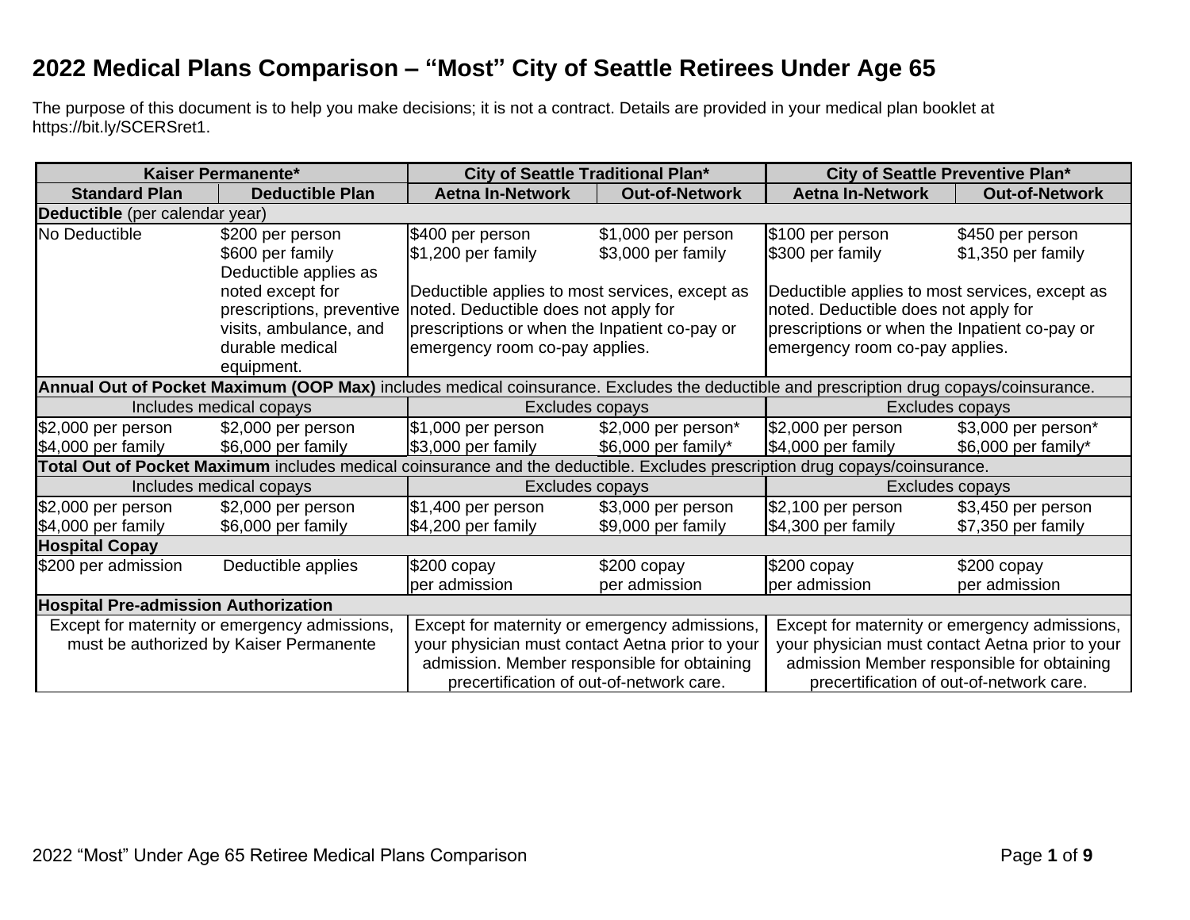# 2022 Medical Plans Comparison – "Most" City of Seattle Retirees Under Age 65

The purpose of this document is to help you make decisions; it is not a contract. Details are provided in your medical plan booklet at https://bit.ly/SCERSret1.

| Kaiser Permanente* | | City of Seattle Traditional Plan* | | City of Seattle Preventive Plan* | |
|---|---|---|---|---|---|
| **Standard Plan** | **Deductible Plan** | **Aetna In-Network** | **Out-of-Network** | **Aetna In-Network** | **Out-of-Network** |
| **Deductible** (per calendar year) | | | | | |
| No Deductible | $200 per person<br>$600 per family<br>Deductible applies as noted except for prescriptions, preventive visits, ambulance, and durable medical equipment. | $400 per person<br>$1,200 per family<br><br>Deductible applies to most services, except as noted. Deductible does not apply for prescriptions or when the Inpatient co-pay or emergency room co-pay applies. | $1,000 per person<br>$3,000 per family | $100 per person<br>$300 per family<br><br>Deductible applies to most services, except as noted. Deductible does not apply for prescriptions or when the Inpatient co-pay or emergency room co-pay applies. | $450 per person<br>$1,350 per family |
| **Annual Out of Pocket Maximum (OOP Max)** includes medical coinsurance. Excludes the deductible and prescription drug copays/coinsurance. | | | | | |
| Includes medical copays | | Excludes copays | | Excludes copays | |
| $2,000 per person<br>$4,000 per family | $2,000 per person<br>$6,000 per family | $1,000 per person<br>$3,000 per family | $2,000 per person*<br>$6,000 per family* | $2,000 per person<br>$4,000 per family | $3,000 per person*<br>$6,000 per family* |
| **Total Out of Pocket Maximum** includes medical coinsurance and the deductible. Excludes prescription drug copays/coinsurance. | | | | | |
| Includes medical copays | | Excludes copays | | Excludes copays | |
| $2,000 per person<br>$4,000 per family | $2,000 per person<br>$6,000 per family | $1,400 per person<br>$4,200 per family | $3,000 per person<br>$9,000 per family | $2,100 per person<br>$4,300 per family | $3,450 per person<br>$7,350 per family |
| **Hospital Copay** | | | | | |
| $200 per admission | Deductible applies | $200 copay per admission | $200 copay per admission | $200 copay per admission | $200 copay per admission |
| **Hospital Pre-admission Authorization** | | | | | |
| Except for maternity or emergency admissions, must be authorized by Kaiser Permanente | | Except for maternity or emergency admissions, your physician must contact Aetna prior to your admission. Member responsible for obtaining precertification of out-of-network care. | | Except for maternity or emergency admissions, your physician must contact Aetna prior to your admission Member responsible for obtaining precertification of out-of-network care. | |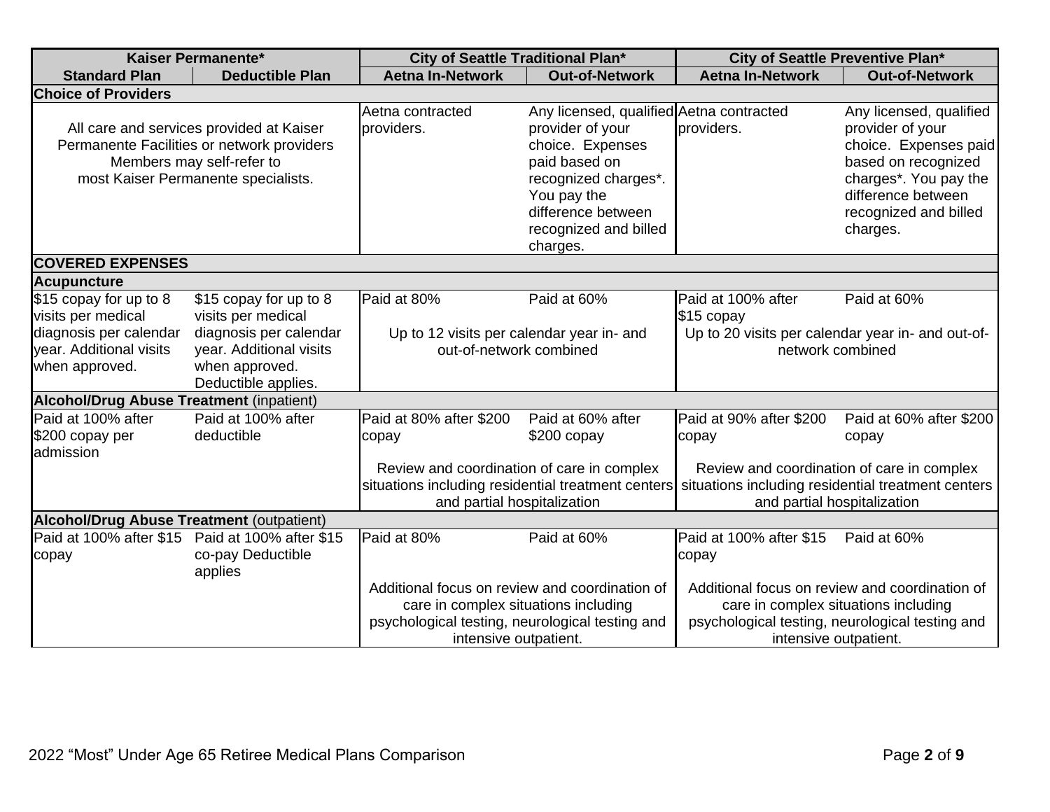| Kaiser Permanente* | | City of Seattle Traditional Plan* | | City of Seattle Preventive Plan* | |
|---|---|---|---|---|---|
| Standard Plan | Deductible Plan | Aetna In-Network | Out-of-Network | Aetna In-Network | Out-of-Network |
| **Choice of Providers** | | | | | |
| All care and services provided at Kaiser Permanente Facilities or network providers Members may self-refer to most Kaiser Permanente specialists. | | Aetna contracted providers. | Any licensed, qualified provider of your choice. Expenses paid based on recognized charges*. You pay the difference between recognized and billed charges. | Aetna contracted providers. | Any licensed, qualified provider of your choice. Expenses paid based on recognized charges*. You pay the difference between recognized and billed charges. |
| **COVERED EXPENSES** | | | | | |
| **Acupuncture** | | | | | |
| $15 copay for up to 8 visits per medical diagnosis per calendar year. Additional visits when approved. | $15 copay for up to 8 visits per medical diagnosis per calendar year. Additional visits when approved. Deductible applies. | Paid at 80%<br>Up to 12 visits per calendar year in- and out-of-network combined | Paid at 60% | Paid at 100% after $15 copay<br>Up to 20 visits per calendar year in- and out-of-network combined | Paid at 60% |
| **Alcohol/Drug Abuse Treatment** (inpatient) | | | | | |
| Paid at 100% after $200 copay per admission | Paid at 100% after deductible | Paid at 80% after $200 copay<br>Review and coordination of care in complex situations including residential treatment centers and partial hospitalization | Paid at 60% after $200 copay | Paid at 90% after $200 copay<br>Review and coordination of care in complex situations including residential treatment centers and partial hospitalization | Paid at 60% after $200 copay |
| **Alcohol/Drug Abuse Treatment** (outpatient) | | | | | |
| Paid at 100% after $15 copay | Paid at 100% after $15 co-pay Deductible applies | Paid at 80%<br>Additional focus on review and coordination of care in complex situations including psychological testing, neurological testing and intensive outpatient. | Paid at 60% | Paid at 100% after $15 copay<br>Additional focus on review and coordination of care in complex situations including psychological testing, neurological testing and intensive outpatient. | Paid at 60% |

2022 "Most" Under Age 65 Retiree Medical Plans Comparison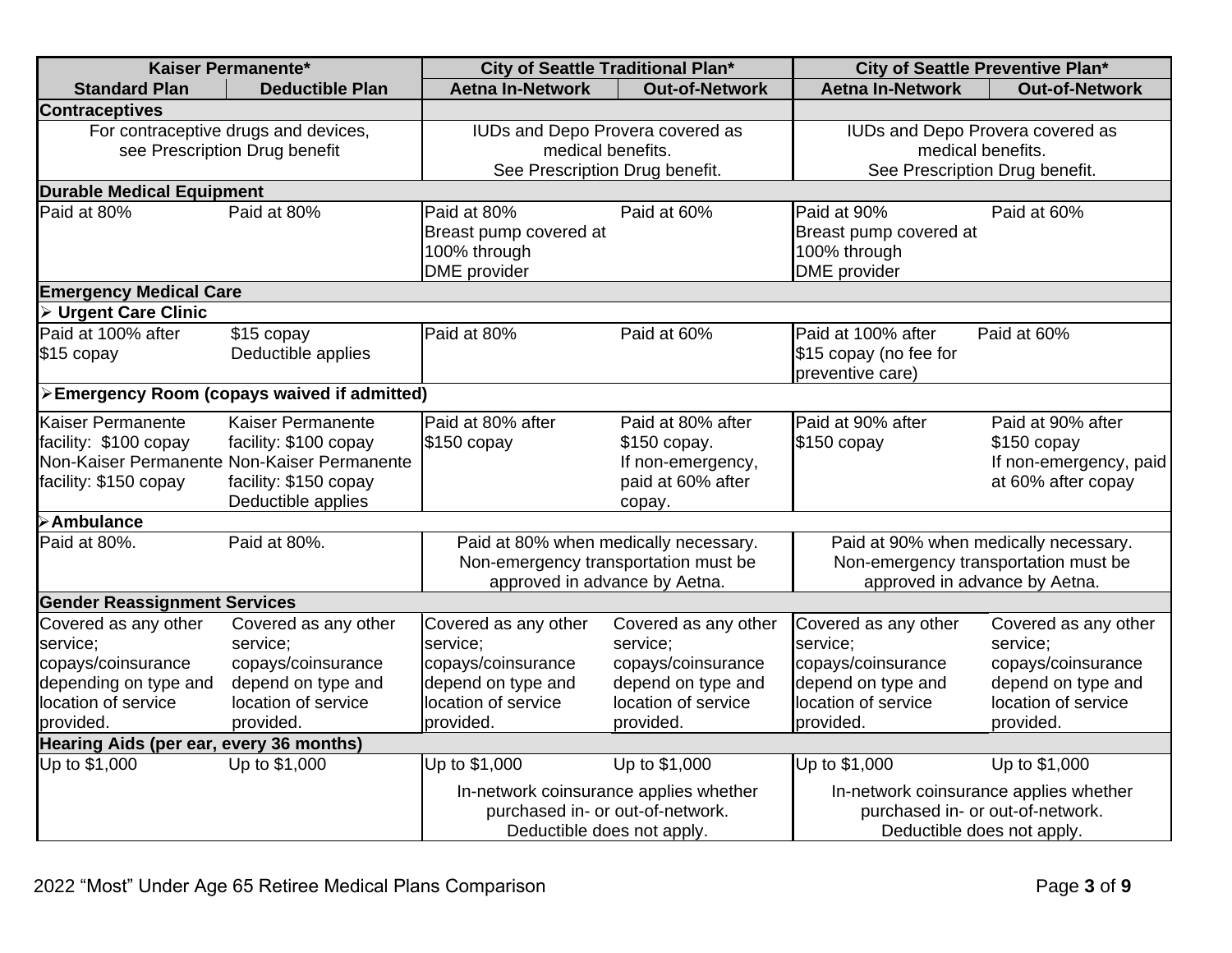| Kaiser Permanente* | | City of Seattle Traditional Plan* | | City of Seattle Preventive Plan* | |
|---|---|---|---|---|---|
| **Standard Plan** | **Deductible Plan** | **Aetna In-Network** | **Out-of-Network** | **Aetna In-Network** | **Out-of-Network** |
| **Contraceptives** | | | | | |
| For contraceptive drugs and devices, see Prescription Drug benefit | | IUDs and Depo Provera covered as medical benefits. See Prescription Drug benefit. | | IUDs and Depo Provera covered as medical benefits. See Prescription Drug benefit. | |
| **Durable Medical Equipment** | | | | | |
| Paid at 80% | Paid at 80% | Paid at 80% Breast pump covered at 100% through DME provider | Paid at 60% | Paid at 90% Breast pump covered at 100% through DME provider | Paid at 60% |
| **Emergency Medical Care** | | | | | |
| ➢ **Urgent Care Clinic** | | | | | |
| Paid at 100% after $15 copay | $15 copay Deductible applies | Paid at 80% | Paid at 60% | Paid at 100% after $15 copay (no fee for preventive care) | Paid at 60% |
| ➢ **Emergency Room (copays waived if admitted)** | | | | | |
| Kaiser Permanente facility: $100 copay Non-Kaiser Permanente facility: $150 copay | Kaiser Permanente facility: $100 copay Non-Kaiser Permanente facility: $150 copay Deductible applies | Paid at 80% after $150 copay | Paid at 80% after $150 copay. If non-emergency, paid at 60% after copay. | Paid at 90% after $150 copay | Paid at 90% after $150 copay If non-emergency, paid at 60% after copay |
| ➢ **Ambulance** | | | | | |
| Paid at 80%. | Paid at 80%. | Paid at 80% when medically necessary. Non-emergency transportation must be approved in advance by Aetna. | | Paid at 90% when medically necessary. Non-emergency transportation must be approved in advance by Aetna. | |
| **Gender Reassignment Services** | | | | | |
| Covered as any other service; copays/coinsurance depending on type and location of service provided. | Covered as any other service; copays/coinsurance depend on type and location of service provided. | Covered as any other service; copays/coinsurance depend on type and location of service provided. | Covered as any other service; copays/coinsurance depend on type and location of service provided. | Covered as any other service; copays/coinsurance depend on type and location of service provided. | Covered as any other service; copays/coinsurance depend on type and location of service provided. |
| **Hearing Aids (per ear, every 36 months)** | | | | | |
| Up to $1,000 | Up to $1,000 | Up to $1,000 | Up to $1,000 | Up to $1,000 | Up to $1,000 |
| | | In-network coinsurance applies whether purchased in- or out-of-network. Deductible does not apply. | | In-network coinsurance applies whether purchased in- or out-of-network. Deductible does not apply. | |

2022 "Most" Under Age 65 Retiree Medical Plans Comparison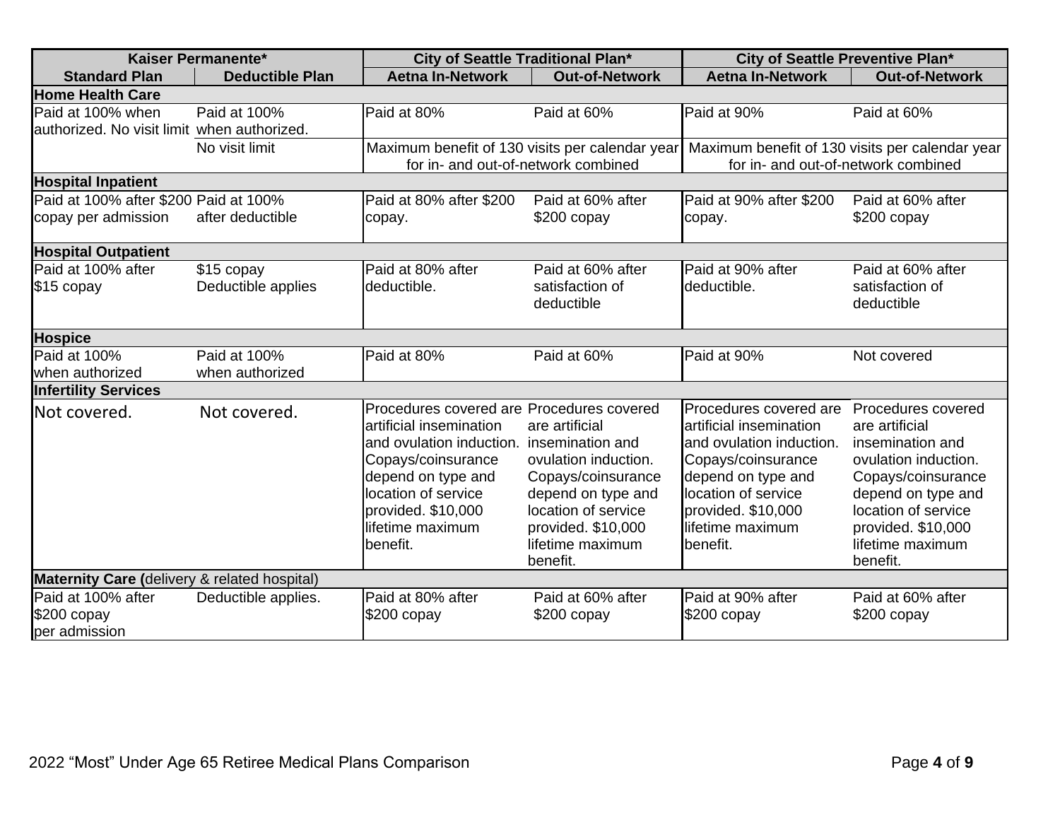| Kaiser Permanente* | | City of Seattle Traditional Plan* | | City of Seattle Preventive Plan* | |
|---|---|---|---|---|---|
| **Standard Plan** | **Deductible Plan** | **Aetna In-Network** | **Out-of-Network** | **Aetna In-Network** | **Out-of-Network** |
| **Home Health Care** | | | | | |
| Paid at 100% when authorized. No visit limit | Paid at 100% when authorized. | Paid at 80% | Paid at 60% | Paid at 90% | Paid at 60% |
| | No visit limit | Maximum benefit of 130 visits per calendar year for in- and out-of-network combined | | Maximum benefit of 130 visits per calendar year for in- and out-of-network combined | |
| **Hospital Inpatient** | | | | | |
| Paid at 100% after $200 copay per admission | Paid at 100% after deductible | Paid at 80% after $200 copay. | Paid at 60% after $200 copay | Paid at 90% after $200 copay. | Paid at 60% after $200 copay |
| **Hospital Outpatient** | | | | | |
| Paid at 100% after $15 copay | $15 copay Deductible applies | Paid at 80% after deductible. | Paid at 60% after satisfaction of deductible | Paid at 90% after deductible. | Paid at 60% after satisfaction of deductible |
| **Hospice** | | | | | |
| Paid at 100% when authorized | Paid at 100% when authorized | Paid at 80% | Paid at 60% | Paid at 90% | Not covered |
| **Infertility Services** | | | | | |
| Not covered. | Not covered. | Procedures covered are artificial insemination and ovulation induction. Copays/coinsurance depend on type and location of service provided. $10,000 lifetime maximum benefit. | Procedures covered are artificial insemination and ovulation induction. Copays/coinsurance depend on type and location of service provided. $10,000 lifetime maximum benefit. | Procedures covered are artificial insemination and ovulation induction. Copays/coinsurance depend on type and location of service provided. $10,000 lifetime maximum benefit. | Procedures covered are artificial insemination and ovulation induction. Copays/coinsurance depend on type and location of service provided. $10,000 lifetime maximum benefit. |
| **Maternity Care (**delivery & related hospital) | | | | | |
| Paid at 100% after $200 copay per admission | Deductible applies. | Paid at 80% after $200 copay | Paid at 60% after $200 copay | Paid at 90% after $200 copay | Paid at 60% after $200 copay |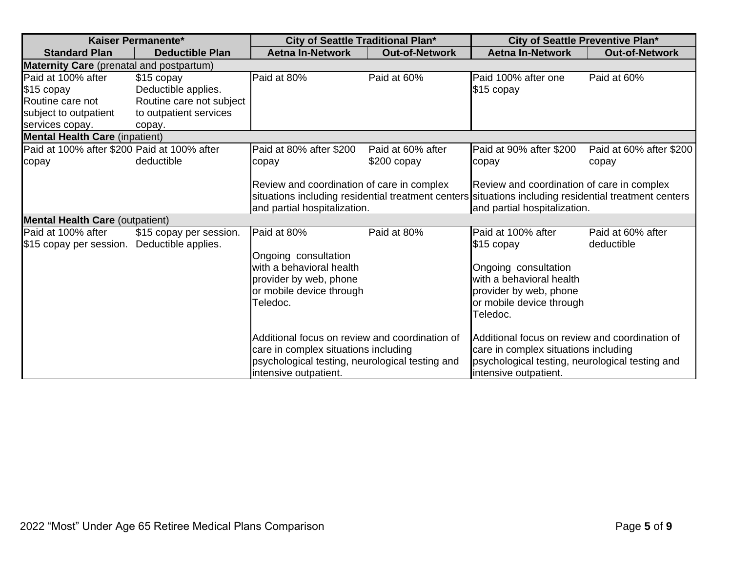| Kaiser Permanente* | | City of Seattle Traditional Plan* | | City of Seattle Preventive Plan* | |
|---|---|---|---|---|---|
| **Standard Plan** | **Deductible Plan** | **Aetna In-Network** | **Out-of-Network** | **Aetna In-Network** | **Out-of-Network** |
| **Maternity Care** (prenatal and postpartum) | | | | | |
| Paid at 100% after $15 copay Routine care not subject to outpatient services copay. | $15 copay Deductible applies. Routine care not subject to outpatient services copay. | Paid at 80% | Paid at 60% | Paid 100% after one $15 copay | Paid at 60% |
| **Mental Health Care** (inpatient) | | | | | |
| Paid at 100% after $200 copay | Paid at 100% after deductible | Paid at 80% after $200 copay<br><br>Review and coordination of care in complex situations including residential treatment centers and partial hospitalization. | Paid at 60% after $200 copay | Paid at 90% after $200 copay<br><br>Review and coordination of care in complex situations including residential treatment centers and partial hospitalization. | Paid at 60% after $200 copay |
| **Mental Health Care** (outpatient) | | | | | |
| Paid at 100% after $15 copay per session. | $15 copay per session. Deductible applies. | Paid at 80%<br><br>Ongoing consultation with a behavioral health provider by web, phone or mobile device through Teledoc.<br><br>Additional focus on review and coordination of care in complex situations including psychological testing, neurological testing and intensive outpatient. | Paid at 80% | Paid at 100% after $15 copay<br><br>Ongoing consultation with a behavioral health provider by web, phone or mobile device through Teledoc.<br><br>Additional focus on review and coordination of care in complex situations including psychological testing, neurological testing and intensive outpatient. | Paid at 60% after deductible |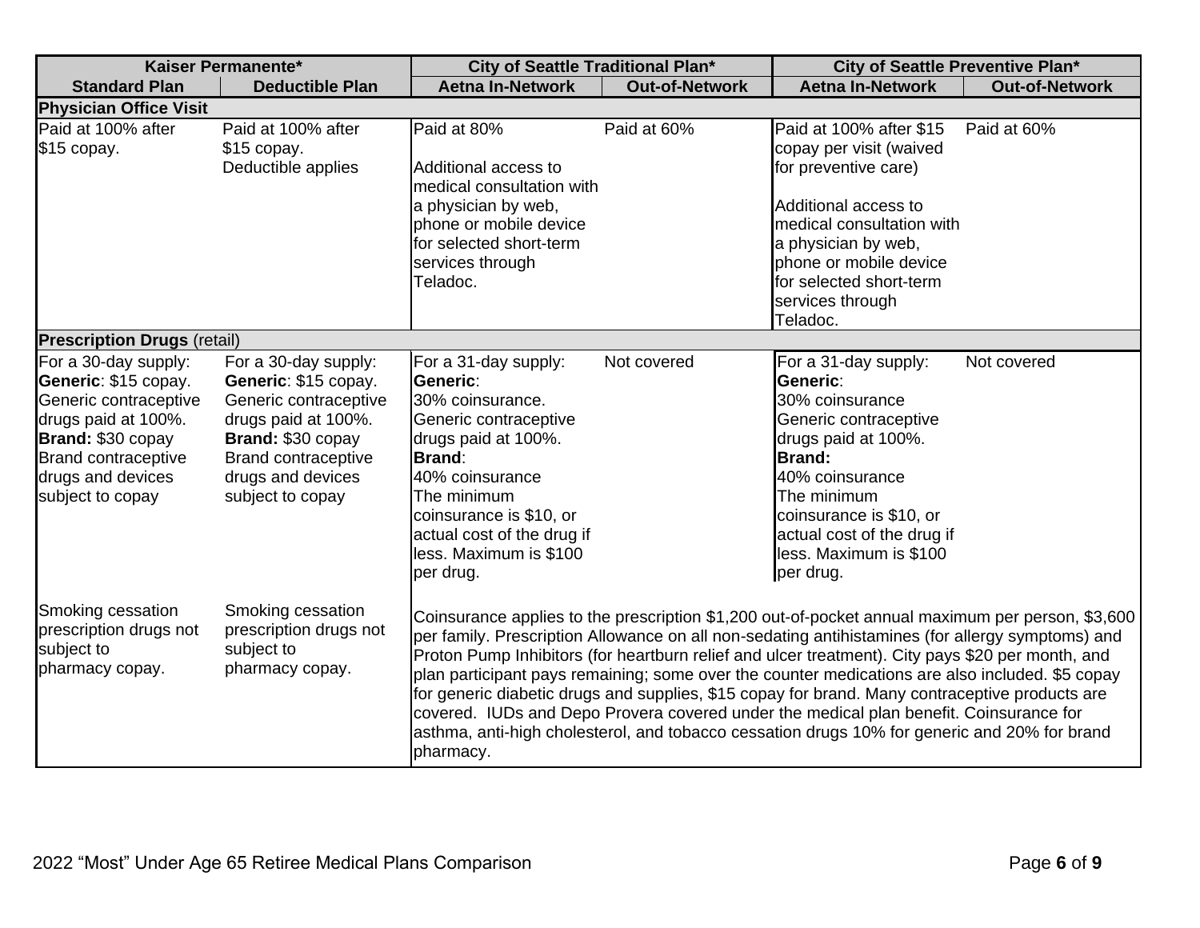| Kaiser Permanente* | | City of Seattle Traditional Plan* | | City of Seattle Preventive Plan* | |
|---|---|---|---|---|---|
| **Standard Plan** | **Deductible Plan** | **Aetna In-Network** | **Out-of-Network** | **Aetna In-Network** | **Out-of-Network** |
| **Physician Office Visit** | | | | | |
| Paid at 100% after $15 copay. | Paid at 100% after $15 copay. Deductible applies | Paid at 80%<br><br>Additional access to medical consultation with a physician by web, phone or mobile device for selected short-term services through Teladoc. | Paid at 60% | Paid at 100% after $15 copay per visit (waived for preventive care)<br><br>Additional access to medical consultation with a physician by web, phone or mobile device for selected short-term services through Teladoc. | Paid at 60% |
| **Prescription Drugs** (retail) | | | | | |
| For a 30-day supply: **Generic**: $15 copay. Generic contraceptive drugs paid at 100%. **Brand:** $30 copay Brand contraceptive drugs and devices subject to copay<br><br>Smoking cessation prescription drugs not subject to pharmacy copay. | For a 30-day supply: **Generic**: $15 copay. Generic contraceptive drugs paid at 100%. **Brand:** $30 copay Brand contraceptive drugs and devices subject to copay<br><br>Smoking cessation prescription drugs not subject to pharmacy copay. | For a 31-day supply: **Generic**: 30% coinsurance. Generic contraceptive drugs paid at 100%. **Brand**: 40% coinsurance The minimum coinsurance is $10, or actual cost of the drug if less. Maximum is $100 per drug. | Not covered | For a 31-day supply: **Generic**: 30% coinsurance Generic contraceptive drugs paid at 100%. **Brand:** 40% coinsurance The minimum coinsurance is $10, or actual cost of the drug if less. Maximum is $100 per drug. | Not covered |
| | | Coinsurance applies to the prescription $1,200 out-of-pocket annual maximum per person, $3,600 per family. Prescription Allowance on all non-sedating antihistamines (for allergy symptoms) and Proton Pump Inhibitors (for heartburn relief and ulcer treatment). City pays $20 per month, and plan participant pays remaining; some over the counter medications are also included. $5 copay for generic diabetic drugs and supplies, $15 copay for brand. Many contraceptive products are covered. IUDs and Depo Provera covered under the medical plan benefit. Coinsurance for asthma, anti-high cholesterol, and tobacco cessation drugs 10% for generic and 20% for brand pharmacy. | | | |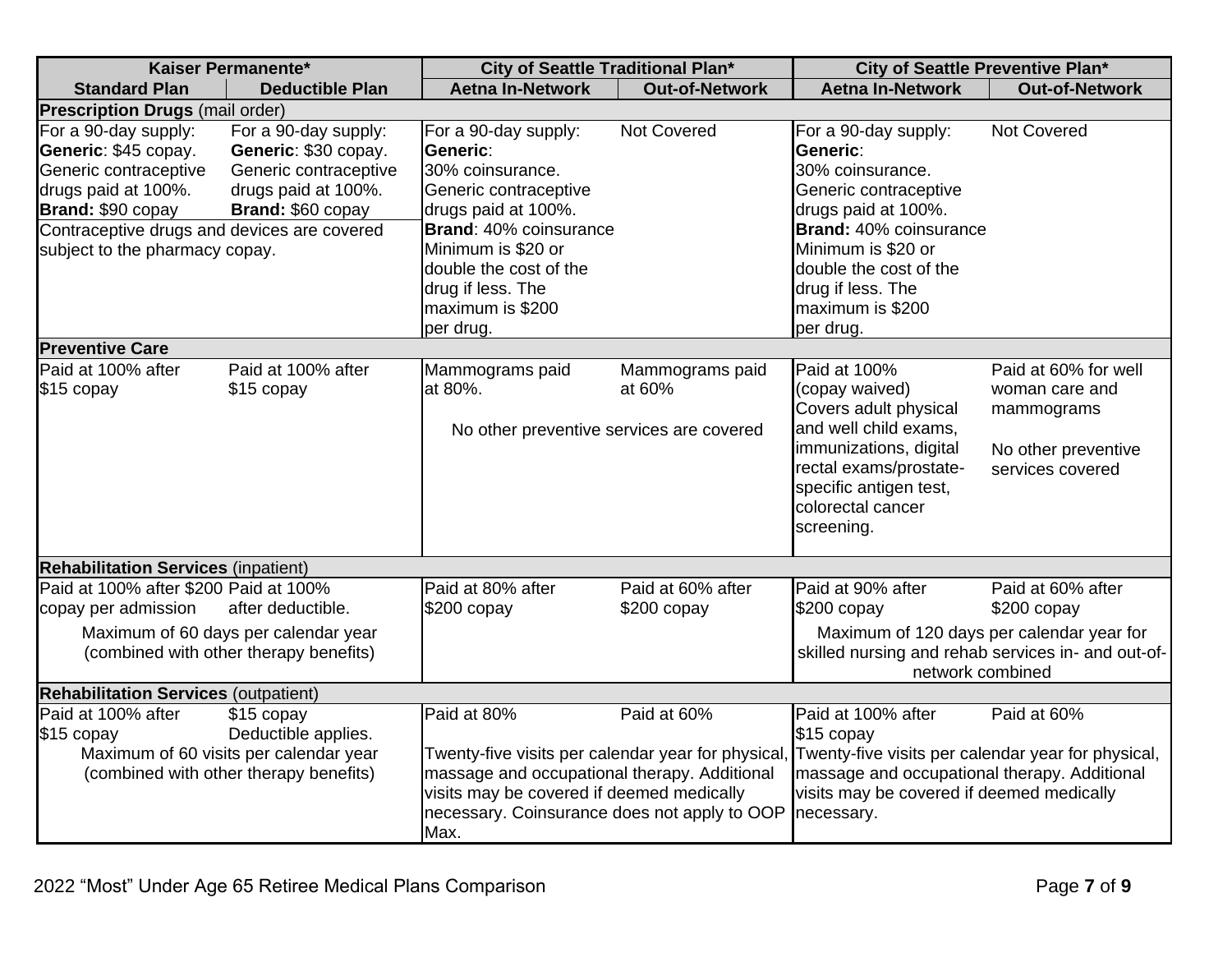| Kaiser Permanente* | | City of Seattle Traditional Plan* | | City of Seattle Preventive Plan* | |
|---|---|---|---|---|---|
| **Standard Plan** | **Deductible Plan** | **Aetna In-Network** | **Out-of-Network** | **Aetna In-Network** | **Out-of-Network** |
| **Prescription Drugs** (mail order) | | | | | |
| For a 90-day supply: **Generic**: $45 copay. Generic contraceptive drugs paid at 100%. **Brand:** $90 copay | For a 90-day supply: **Generic**: $30 copay. Generic contraceptive drugs paid at 100%. **Brand:** $60 copay | For a 90-day supply: **Generic**: 30% coinsurance. Generic contraceptive drugs paid at 100%. **Brand**: 40% coinsurance Minimum is $20 or double the cost of the drug if less. The maximum is $200 per drug. | Not Covered | For a 90-day supply: **Generic**: 30% coinsurance. Generic contraceptive drugs paid at 100%. **Brand:** 40% coinsurance Minimum is $20 or double the cost of the drug if less. The maximum is $200 per drug. | Not Covered |
| Contraceptive drugs and devices are covered subject to the pharmacy copay. | | | | | |
| **Preventive Care** | | | | | |
| Paid at 100% after $15 copay | Paid at 100% after $15 copay | Mammograms paid at 80%. | Mammograms paid at 60% | Paid at 100% (copay waived) Covers adult physical and well child exams, immunizations, digital rectal exams/prostate-specific antigen test, colorectal cancer screening. | Paid at 60% for well woman care and mammograms<br><br>No other preventive services covered |
| | | No other preventive services are covered | | | |
| **Rehabilitation Services** (inpatient) | | | | | |
| Paid at 100% after $200 copay per admission | Paid at 100% after deductible. | Paid at 80% after $200 copay | Paid at 60% after $200 copay | Paid at 90% after $200 copay | Paid at 60% after $200 copay |
| Maximum of 60 days per calendar year (combined with other therapy benefits) | | | | Maximum of 120 days per calendar year for skilled nursing and rehab services in- and out-of-network combined | |
| **Rehabilitation Services** (outpatient) | | | | | |
| Paid at 100% after $15 copay | $15 copay Deductible applies. | Paid at 80% | Paid at 60% | Paid at 100% after $15 copay | Paid at 60% |
| Maximum of 60 visits per calendar year (combined with other therapy benefits) | | Twenty-five visits per calendar year for physical, massage and occupational therapy. Additional visits may be covered if deemed medically necessary. Coinsurance does not apply to OOP Max. | | Twenty-five visits per calendar year for physical, massage and occupational therapy. Additional visits may be covered if deemed medically necessary. | |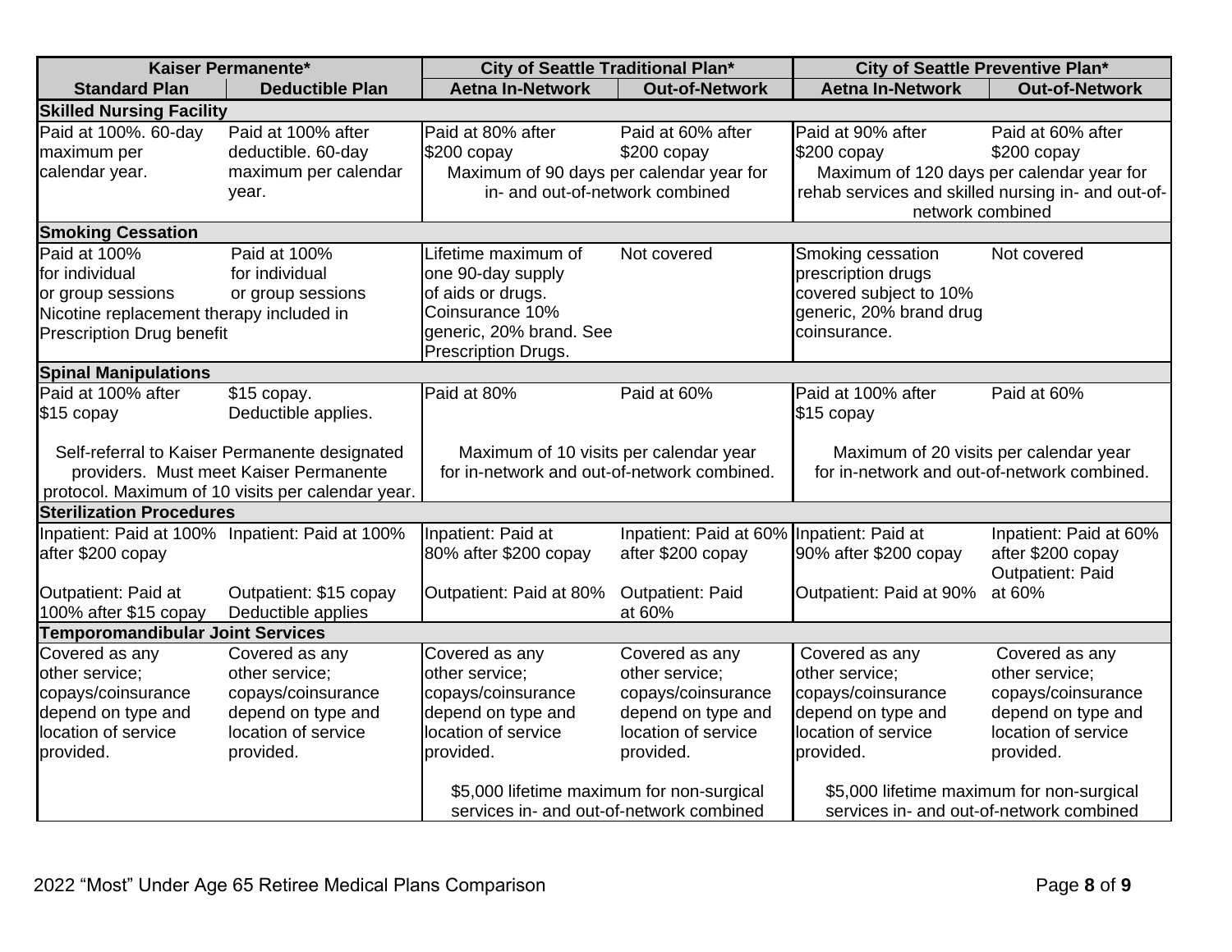| Kaiser Permanente* | | City of Seattle Traditional Plan* | | City of Seattle Preventive Plan* | |
|---|---|---|---|---|---|
| **Standard Plan** | **Deductible Plan** | **Aetna In-Network** | **Out-of-Network** | **Aetna In-Network** | **Out-of-Network** |
| **Skilled Nursing Facility** | | | | | |
| Paid at 100%. 60-day maximum per calendar year. | Paid at 100% after deductible. 60-day maximum per calendar year. | Paid at 80% after $200 copay | Paid at 60% after $200 copay | Paid at 90% after $200 copay | Paid at 60% after $200 copay |
| | | Maximum of 90 days per calendar year for in- and out-of-network combined | | Maximum of 120 days per calendar year for rehab services and skilled nursing in- and out-of-network combined | |
| **Smoking Cessation** | | | | | |
| Paid at 100% for individual or group sessions | Paid at 100% for individual or group sessions | Lifetime maximum of one 90-day supply of aids or drugs. Coinsurance 10% generic, 20% brand. See Prescription Drugs. | Not covered | Smoking cessation prescription drugs covered subject to 10% generic, 20% brand drug coinsurance. | Not covered |
| Nicotine replacement therapy included in Prescription Drug benefit | | | | | |
| **Spinal Manipulations** | | | | | |
| Paid at 100% after $15 copay | $15 copay. Deductible applies. | Paid at 80% | Paid at 60% | Paid at 100% after $15 copay | Paid at 60% |
| Self-referral to Kaiser Permanente designated providers. Must meet Kaiser Permanente protocol. Maximum of 10 visits per calendar year. | | Maximum of 10 visits per calendar year for in-network and out-of-network combined. | | Maximum of 20 visits per calendar year for in-network and out-of-network combined. | |
| **Sterilization Procedures** | | | | | |
| Inpatient: Paid at 100% after $200 copay | Inpatient: Paid at 100% | Inpatient: Paid at 80% after $200 copay | Inpatient: Paid at 60% after $200 copay | Inpatient: Paid at 90% after $200 copay | Inpatient: Paid at 60% after $200 copay |
| Outpatient: Paid at 100% after $15 copay | Outpatient: $15 copay Deductible applies | Outpatient: Paid at 80% | Outpatient: Paid at 60% | Outpatient: Paid at 90% | Outpatient: Paid at 60% |
| **Temporomandibular Joint Services** | | | | | |
| Covered as any other service; copays/coinsurance depend on type and location of service provided. | Covered as any other service; copays/coinsurance depend on type and location of service provided. | Covered as any other service; copays/coinsurance depend on type and location of service provided. | Covered as any other service; copays/coinsurance depend on type and location of service provided. | Covered as any other service; copays/coinsurance depend on type and location of service provided. | Covered as any other service; copays/coinsurance depend on type and location of service provided. |
| | | $5,000 lifetime maximum for non-surgical services in- and out-of-network combined | | $5,000 lifetime maximum for non-surgical services in- and out-of-network combined | |

2022 "Most" Under Age 65 Retiree Medical Plans Comparison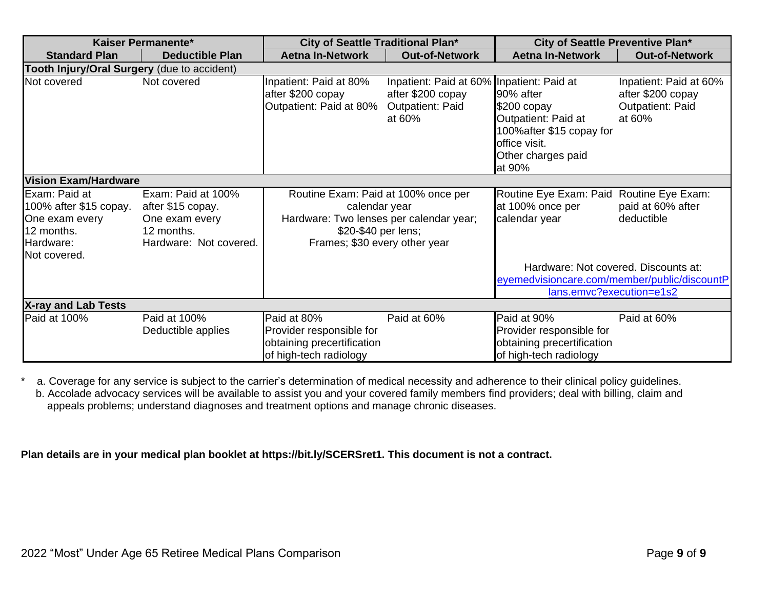| Kaiser Permanente* | | City of Seattle Traditional Plan* | | City of Seattle Preventive Plan* | |
|---|---|---|---|---|---|
| **Standard Plan** | **Deductible Plan** | **Aetna In-Network** | **Out-of-Network** | **Aetna In-Network** | **Out-of-Network** |
| **Tooth Injury/Oral Surgery** (due to accident) | | | | | |
| Not covered | Not covered | Inpatient: Paid at 80% after $200 copay<br>Outpatient: Paid at 80% | Inpatient: Paid at 60% after $200 copay<br>Outpatient: Paid at 60% | Inpatient: Paid at 90% after $200 copay<br>Outpatient: Paid at 100%after $15 copay for office visit.<br>Other charges paid at 90% | Inpatient: Paid at 60% after $200 copay<br>Outpatient: Paid at 60% |
| **Vision Exam/Hardware** | | | | | |
| Exam: Paid at 100% after $15 copay. One exam every 12 months.<br>Hardware: Not covered. | Exam: Paid at 100% after $15 copay. One exam every 12 months.<br>Hardware: Not covered. | Routine Exam: Paid at 100% once per calendar year<br>Hardware: Two lenses per calendar year; $20-$40 per lens;<br>Frames; $30 every other year | | Routine Eye Exam: Paid at 100% once per calendar year<br><br>Hardware: Not covered. Discounts at: eyemedvisioncare.com/member/public/discountPlans.emvc?execution=e1s2 | Routine Eye Exam: paid at 60% after deductible |
| **X-ray and Lab Tests** | | | | | |
| Paid at 100% | Paid at 100%<br>Deductible applies | Paid at 80%<br>Provider responsible for obtaining precertification of high-tech radiology | Paid at 60% | Paid at 90%<br>Provider responsible for obtaining precertification of high-tech radiology | Paid at 60% |

\* a. Coverage for any service is subject to the carrier's determination of medical necessity and adherence to their clinical policy guidelines.
b. Accolade advocacy services will be available to assist you and your covered family members find providers; deal with billing, claim and appeals problems; understand diagnoses and treatment options and manage chronic diseases.

**Plan details are in your medical plan booklet at https://bit.ly/SCERSret1. This document is not a contract.**